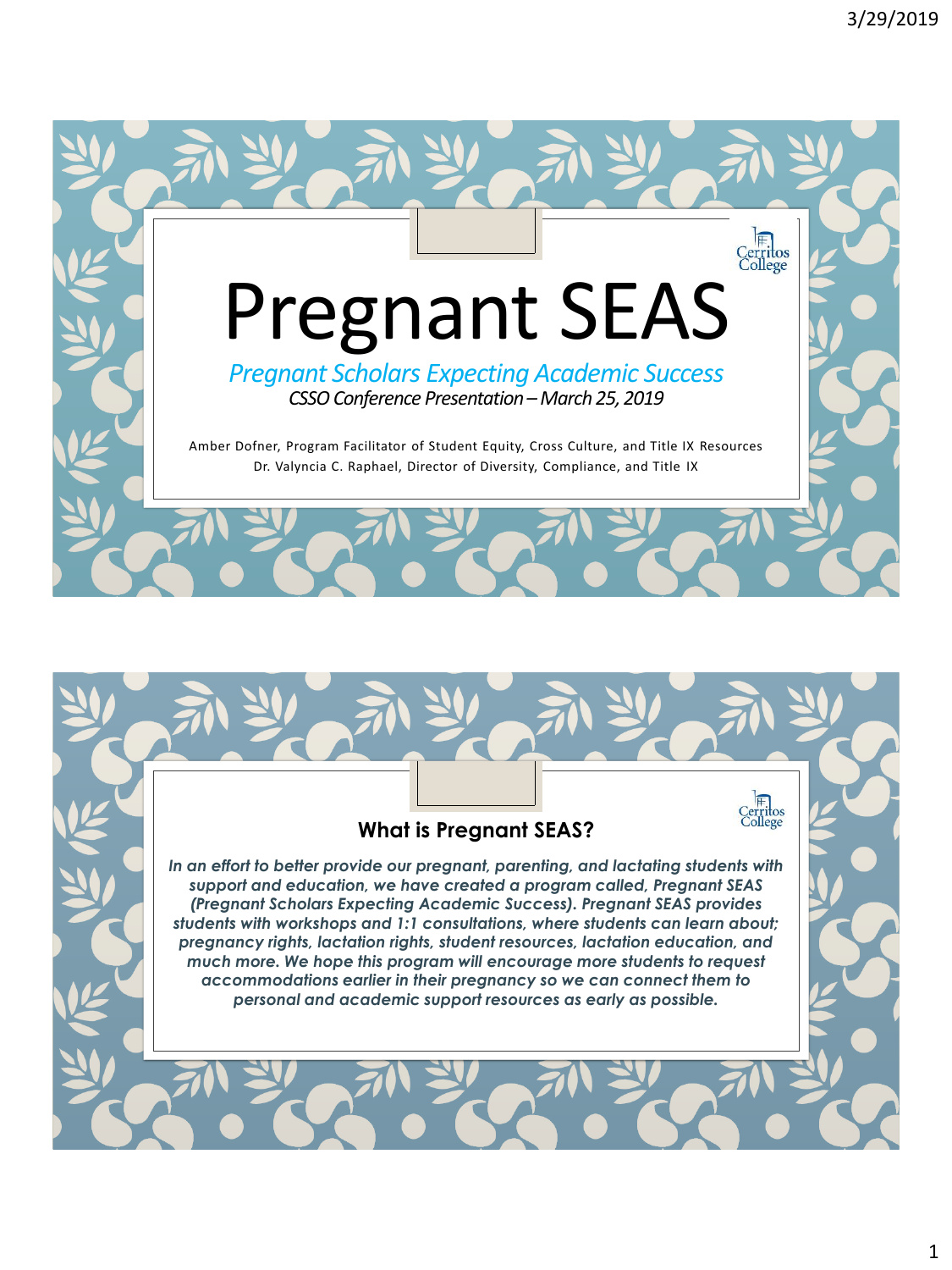# Pregnant SEAS

*Pregnant Scholars Expecting Academic Success*

*CSSO Conference Presentation – March 25, 2019*

Amber Dofner, Program Facilitator of Student Equity, Cross Culture, and Title IX Resources

Dr. Valyncia C. Raphael, Director of Diversity, Compliance, and Title IX

## What is Pregnant SEAS?

***In an effort to better provide our pregnant, parenting, and lactating students with support and education, we have created a program called, Pregnant SEAS (Pregnant Scholars Expecting Academic Success). Pregnant SEAS provides students with workshops and 1:1 consultations, where students can learn about; pregnancy rights, lactation rights, student resources, lactation education, and much more. We hope this program will encourage more students to request accommodations earlier in their pregnancy so we can connect them to personal and academic support resources as early as possible.***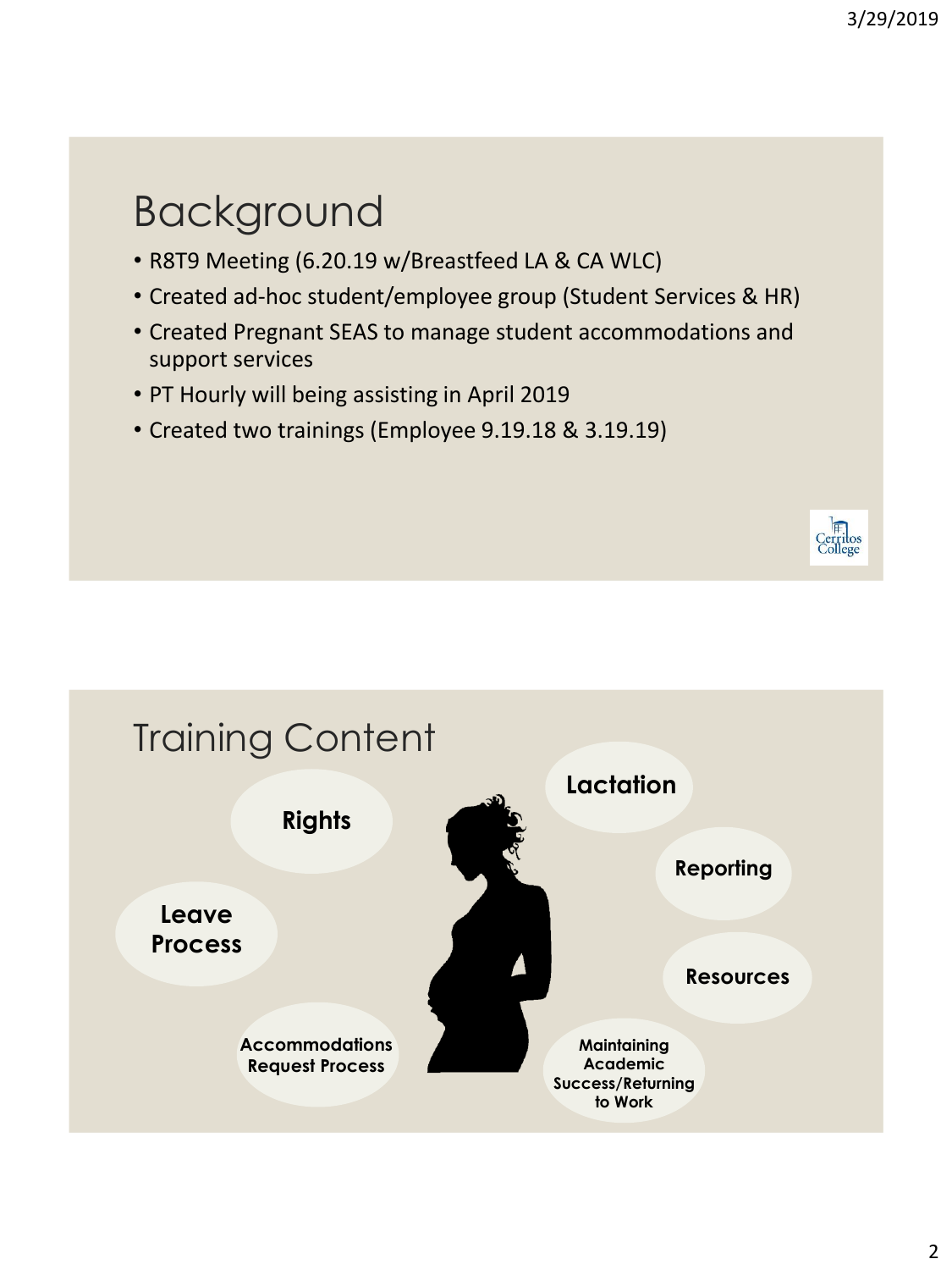## Background

- R8T9 Meeting (6.20.19 w/Breastfeed LA & CA WLC)
- Created ad-hoc student/employee group (Student Services & HR)
- Created Pregnant SEAS to manage student accommodations and support services
- PT Hourly will being assisting in April 2019
- Created two trainings (Employee 9.19.18 & 3.19.19)

## Training Content

- **Rights**
- **Leave Process**
- **Accommodations Request Process**
- **Lactation**
- **Reporting**
- **Resources**
- **Maintaining Academic Success/Returning to Work**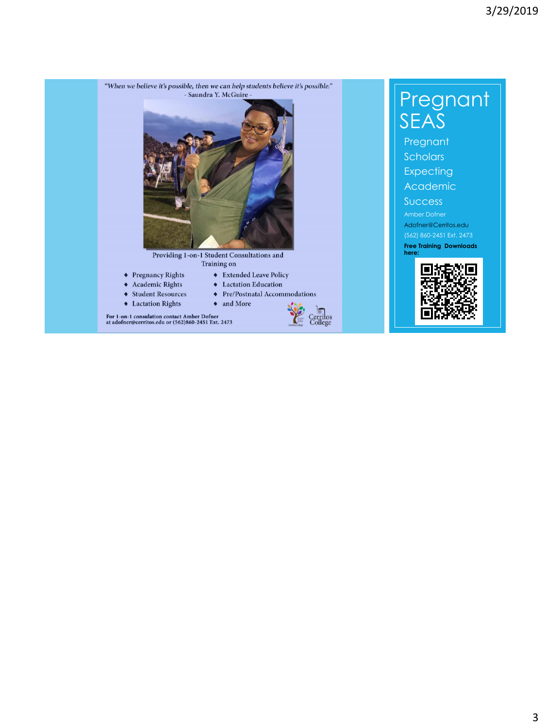*"When we believe it's possible, then we can help students believe it's possible."*
- Saundra Y. McGuire -

Providing 1-on-1 Student Consultations and Training on

- Pregnancy Rights
- Academic Rights
- Student Resources
- Lactation Rights
- Extended Leave Policy
- Lactation Education
- Pre/Postnatal Accommodations
- and More

**For 1-on-1 consulation contact Amber Dofner at adofner@cerritos.edu or (562)860-2451 Ext. 2473**

Cerritos College

# Pregnant SEAS

Pregnant
Scholars
Expecting
Academic
Success

Amber Dofner
Adofner@Cerritos.edu
(562) 860-2451 Ext. 2473

**Free Training Downloads here:**